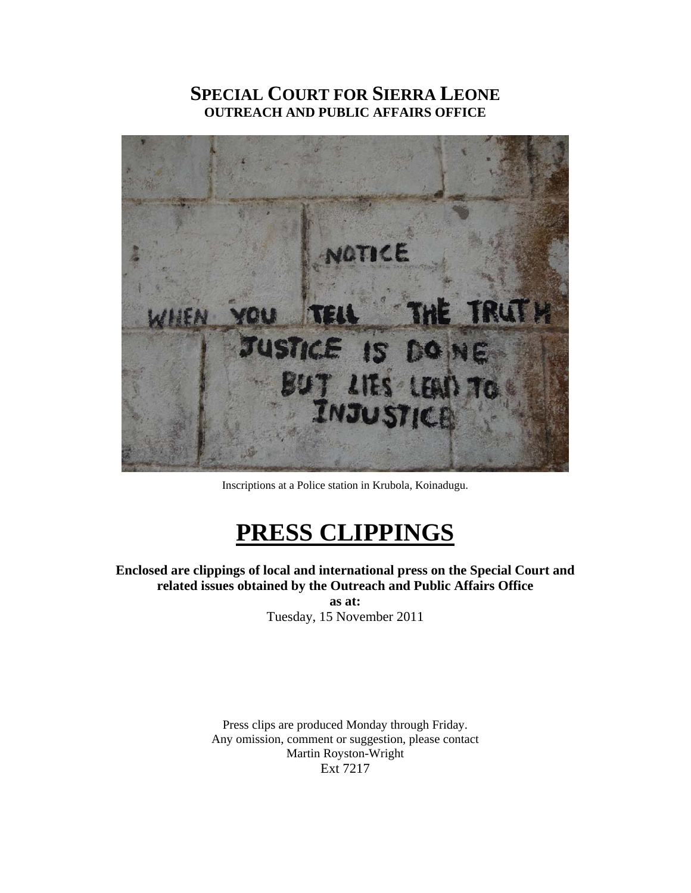# SPECIAL COURT FOR SIERRA LEONE
## OUTREACH AND PUBLIC AFFAIRS OFFICE

Inscriptions at a Police station in Krubola, Koinadugu.

# PRESS CLIPPINGS

**Enclosed are clippings of local and international press on the Special Court and related issues obtained by the Outreach and Public Affairs Office**

**as at:**

Tuesday, 15 November 2011

Press clips are produced Monday through Friday.
Any omission, comment or suggestion, please contact
Martin Royston-Wright
Ext 7217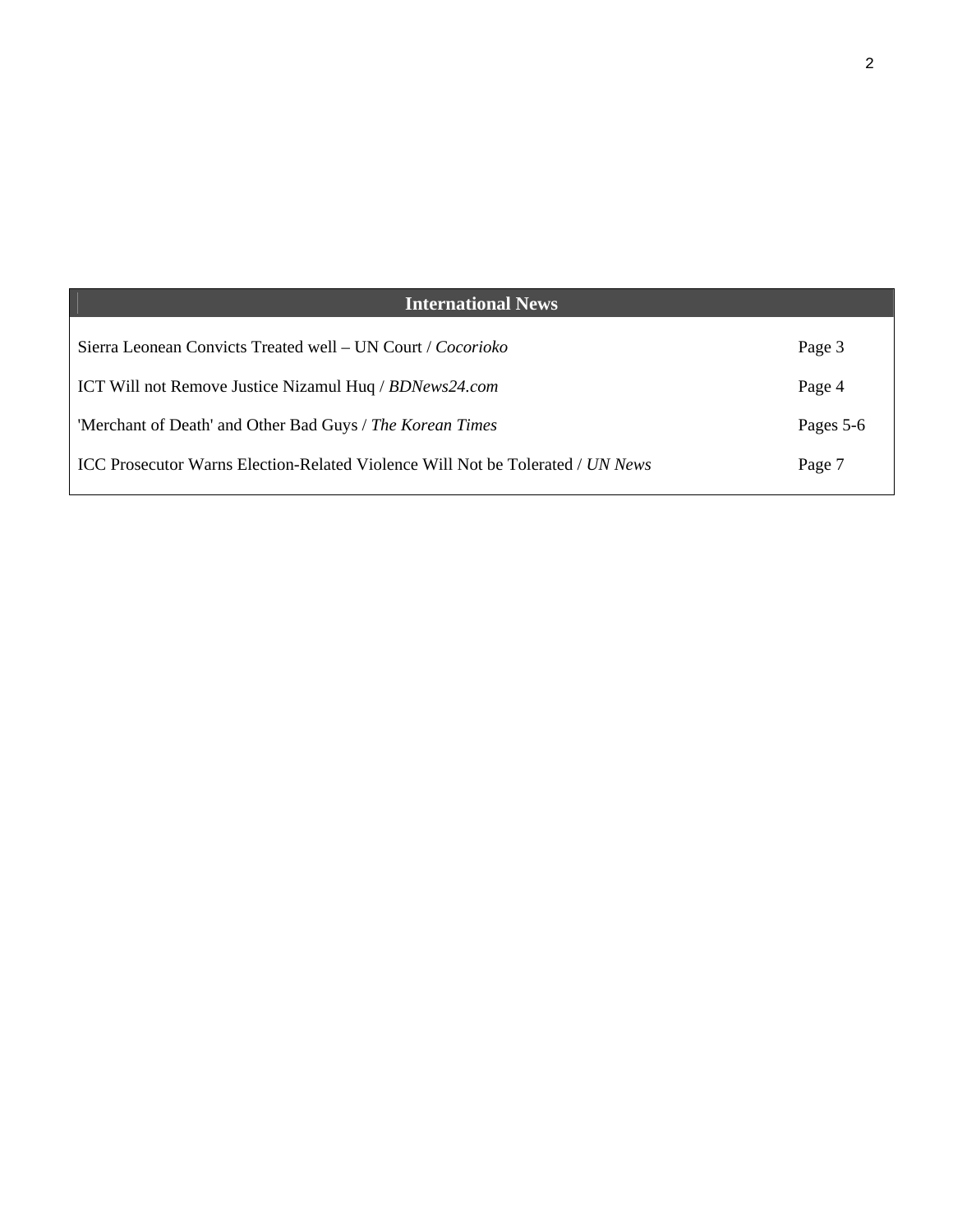| International News | |
|---|---|
| Sierra Leonean Convicts Treated well – UN Court / *Cocorioko* | Page 3 |
| ICT Will not Remove Justice Nizamul Huq / *BDNews24.com* | Page 4 |
| 'Merchant of Death' and Other Bad Guys / *The Korean Times* | Pages 5-6 |
| ICC Prosecutor Warns Election-Related Violence Will Not be Tolerated / *UN News* | Page 7 |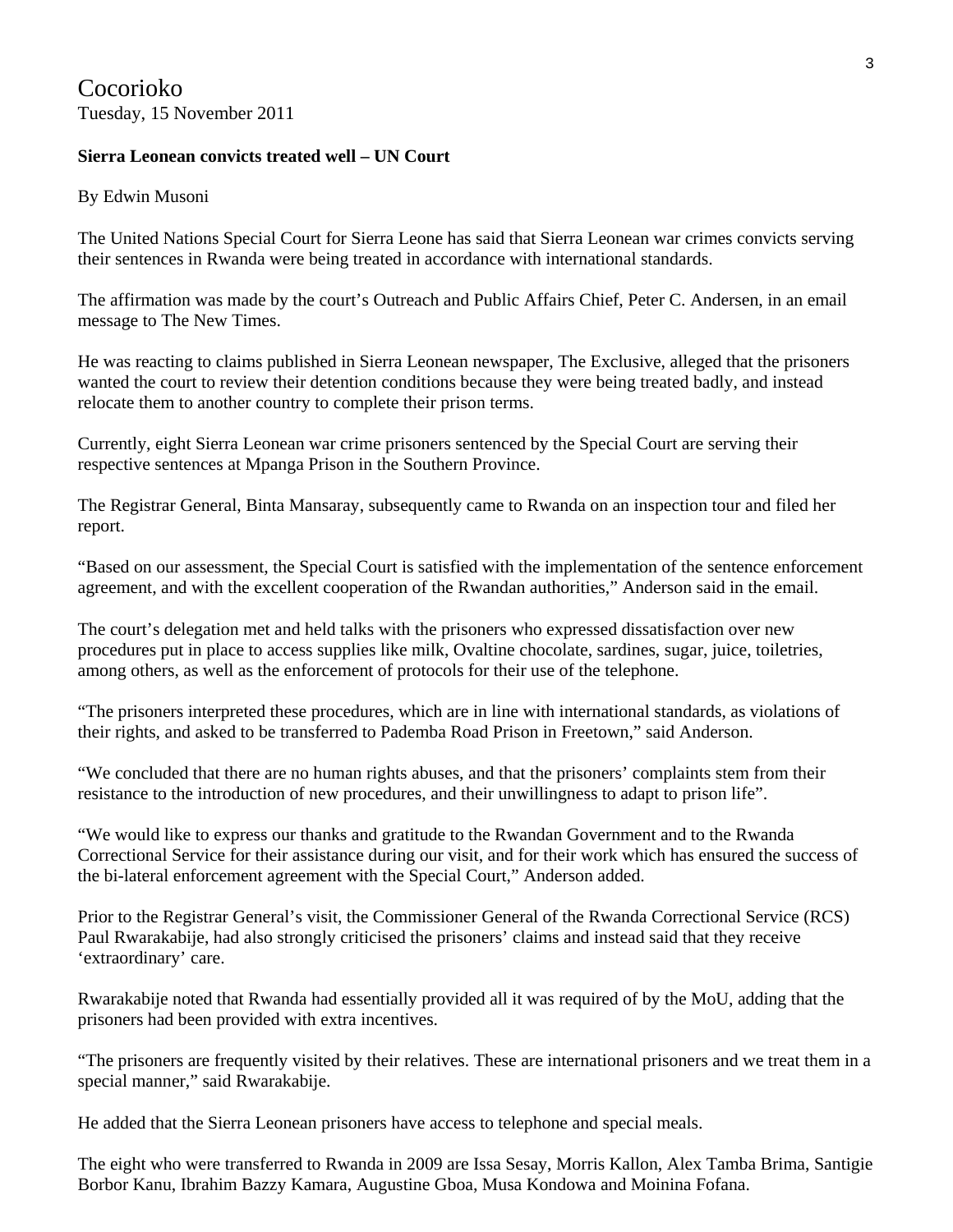Cocorioko
Tuesday, 15 November 2011

**Sierra Leonean convicts treated well – UN Court**

By Edwin Musoni

The United Nations Special Court for Sierra Leone has said that Sierra Leonean war crimes convicts serving their sentences in Rwanda were being treated in accordance with international standards.

The affirmation was made by the court's Outreach and Public Affairs Chief, Peter C. Andersen, in an email message to The New Times.

He was reacting to claims published in Sierra Leonean newspaper, The Exclusive, alleged that the prisoners wanted the court to review their detention conditions because they were being treated badly, and instead relocate them to another country to complete their prison terms.

Currently, eight Sierra Leonean war crime prisoners sentenced by the Special Court are serving their respective sentences at Mpanga Prison in the Southern Province.

The Registrar General, Binta Mansaray, subsequently came to Rwanda on an inspection tour and filed her report.

"Based on our assessment, the Special Court is satisfied with the implementation of the sentence enforcement agreement, and with the excellent cooperation of the Rwandan authorities," Anderson said in the email.

The court's delegation met and held talks with the prisoners who expressed dissatisfaction over new procedures put in place to access supplies like milk, Ovaltine chocolate, sardines, sugar, juice, toiletries, among others, as well as the enforcement of protocols for their use of the telephone.

"The prisoners interpreted these procedures, which are in line with international standards, as violations of their rights, and asked to be transferred to Pademba Road Prison in Freetown," said Anderson.

"We concluded that there are no human rights abuses, and that the prisoners' complaints stem from their resistance to the introduction of new procedures, and their unwillingness to adapt to prison life".

"We would like to express our thanks and gratitude to the Rwandan Government and to the Rwanda Correctional Service for their assistance during our visit, and for their work which has ensured the success of the bi-lateral enforcement agreement with the Special Court," Anderson added.

Prior to the Registrar General's visit, the Commissioner General of the Rwanda Correctional Service (RCS) Paul Rwarakabije, had also strongly criticised the prisoners' claims and instead said that they receive 'extraordinary' care.

Rwarakabije noted that Rwanda had essentially provided all it was required of by the MoU, adding that the prisoners had been provided with extra incentives.

"The prisoners are frequently visited by their relatives. These are international prisoners and we treat them in a special manner," said Rwarakabije.

He added that the Sierra Leonean prisoners have access to telephone and special meals.

The eight who were transferred to Rwanda in 2009 are Issa Sesay, Morris Kallon, Alex Tamba Brima, Santigie Borbor Kanu, Ibrahim Bazzy Kamara, Augustine Gboa, Musa Kondowa and Moinina Fofana.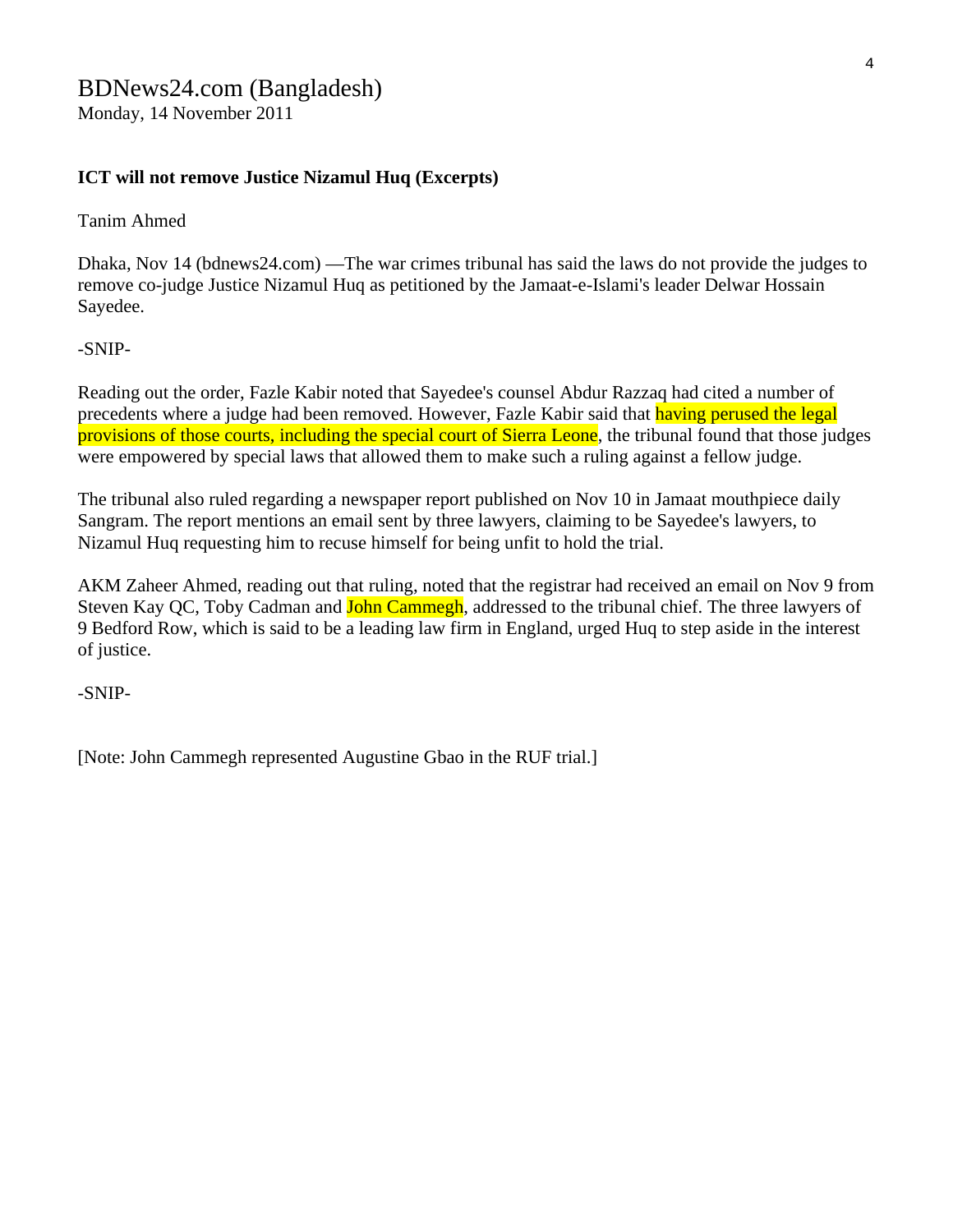BDNews24.com (Bangladesh)
Monday, 14 November 2011

**ICT will not remove Justice Nizamul Huq (Excerpts)**

Tanim Ahmed

Dhaka, Nov 14 (bdnews24.com) —The war crimes tribunal has said the laws do not provide the judges to remove co-judge Justice Nizamul Huq as petitioned by the Jamaat-e-Islami's leader Delwar Hossain Sayedee.

-SNIP-

Reading out the order, Fazle Kabir noted that Sayedee's counsel Abdur Razzaq had cited a number of precedents where a judge had been removed. However, Fazle Kabir said that having perused the legal provisions of those courts, including the special court of Sierra Leone, the tribunal found that those judges were empowered by special laws that allowed them to make such a ruling against a fellow judge.

The tribunal also ruled regarding a newspaper report published on Nov 10 in Jamaat mouthpiece daily Sangram. The report mentions an email sent by three lawyers, claiming to be Sayedee's lawyers, to Nizamul Huq requesting him to recuse himself for being unfit to hold the trial.

AKM Zaheer Ahmed, reading out that ruling, noted that the registrar had received an email on Nov 9 from Steven Kay QC, Toby Cadman and John Cammegh, addressed to the tribunal chief. The three lawyers of 9 Bedford Row, which is said to be a leading law firm in England, urged Huq to step aside in the interest of justice.

-SNIP-

[Note: John Cammegh represented Augustine Gbao in the RUF trial.]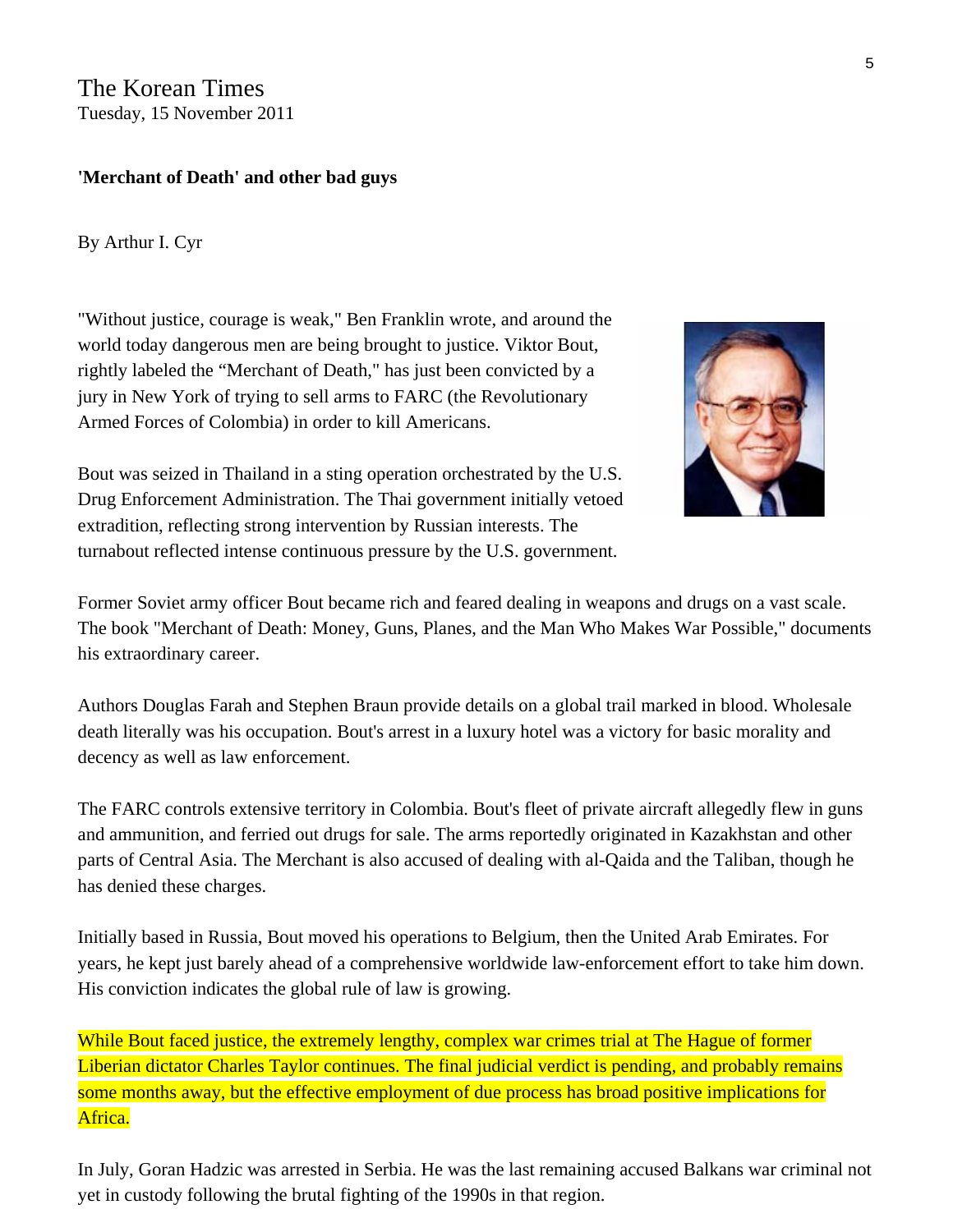The Korean Times
Tuesday, 15 November 2011

**'Merchant of Death' and other bad guys**

By Arthur I. Cyr

"Without justice, courage is weak," Ben Franklin wrote, and around the world today dangerous men are being brought to justice. Viktor Bout, rightly labeled the "Merchant of Death," has just been convicted by a jury in New York of trying to sell arms to FARC (the Revolutionary Armed Forces of Colombia) in order to kill Americans.

Bout was seized in Thailand in a sting operation orchestrated by the U.S. Drug Enforcement Administration. The Thai government initially vetoed extradition, reflecting strong intervention by Russian interests. The turnabout reflected intense continuous pressure by the U.S. government.

Former Soviet army officer Bout became rich and feared dealing in weapons and drugs on a vast scale. The book "Merchant of Death: Money, Guns, Planes, and the Man Who Makes War Possible," documents his extraordinary career.

Authors Douglas Farah and Stephen Braun provide details on a global trail marked in blood. Wholesale death literally was his occupation. Bout's arrest in a luxury hotel was a victory for basic morality and decency as well as law enforcement.

The FARC controls extensive territory in Colombia. Bout's fleet of private aircraft allegedly flew in guns and ammunition, and ferried out drugs for sale. The arms reportedly originated in Kazakhstan and other parts of Central Asia. The Merchant is also accused of dealing with al-Qaida and the Taliban, though he has denied these charges.

Initially based in Russia, Bout moved his operations to Belgium, then the United Arab Emirates. For years, he kept just barely ahead of a comprehensive worldwide law-enforcement effort to take him down. His conviction indicates the global rule of law is growing.

While Bout faced justice, the extremely lengthy, complex war crimes trial at The Hague of former Liberian dictator Charles Taylor continues. The final judicial verdict is pending, and probably remains some months away, but the effective employment of due process has broad positive implications for Africa.

In July, Goran Hadzic was arrested in Serbia. He was the last remaining accused Balkans war criminal not yet in custody following the brutal fighting of the 1990s in that region.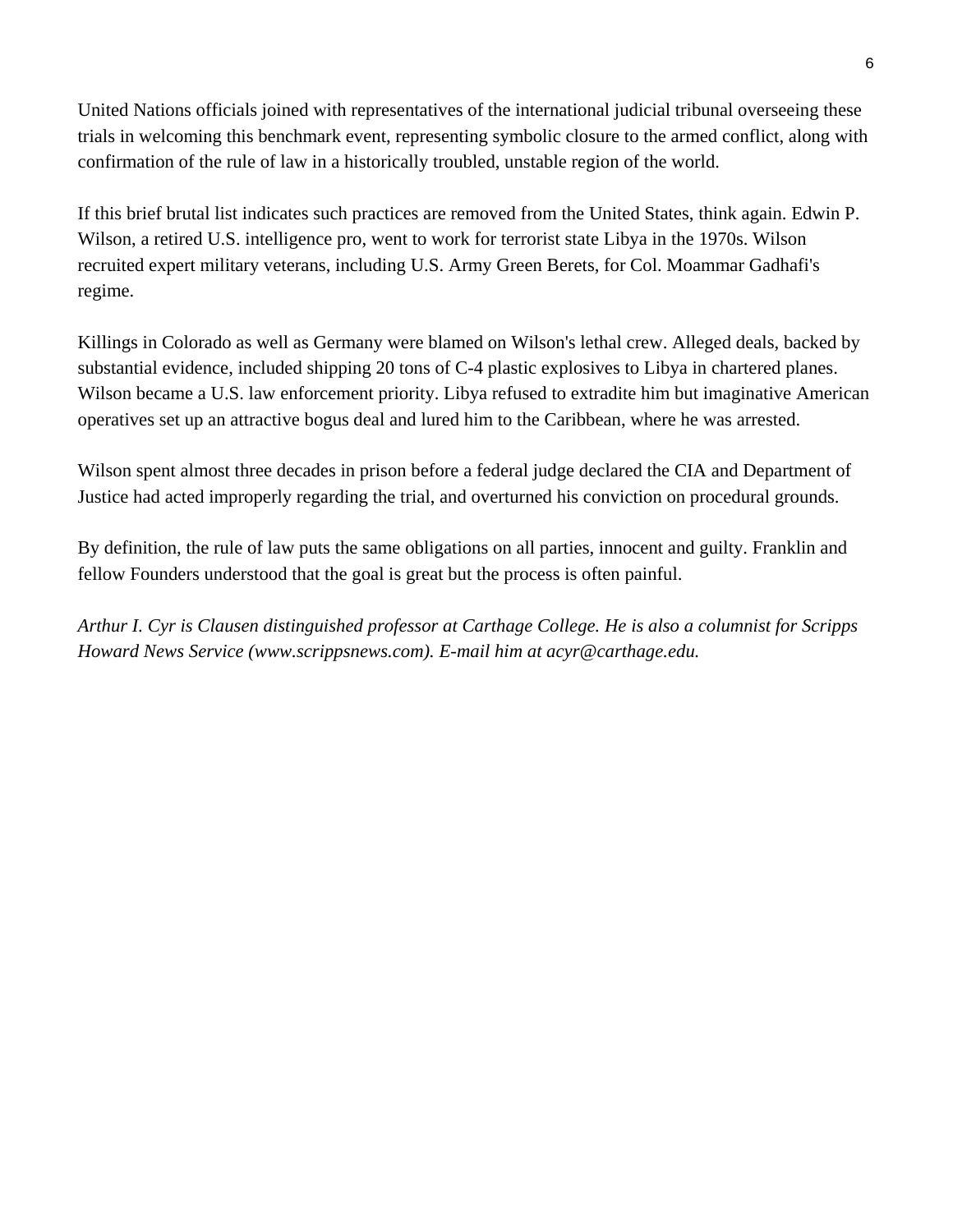United Nations officials joined with representatives of the international judicial tribunal overseeing these trials in welcoming this benchmark event, representing symbolic closure to the armed conflict, along with confirmation of the rule of law in a historically troubled, unstable region of the world.

If this brief brutal list indicates such practices are removed from the United States, think again. Edwin P. Wilson, a retired U.S. intelligence pro, went to work for terrorist state Libya in the 1970s. Wilson recruited expert military veterans, including U.S. Army Green Berets, for Col. Moammar Gadhafi's regime.

Killings in Colorado as well as Germany were blamed on Wilson's lethal crew. Alleged deals, backed by substantial evidence, included shipping 20 tons of C-4 plastic explosives to Libya in chartered planes. Wilson became a U.S. law enforcement priority. Libya refused to extradite him but imaginative American operatives set up an attractive bogus deal and lured him to the Caribbean, where he was arrested.

Wilson spent almost three decades in prison before a federal judge declared the CIA and Department of Justice had acted improperly regarding the trial, and overturned his conviction on procedural grounds.

By definition, the rule of law puts the same obligations on all parties, innocent and guilty. Franklin and fellow Founders understood that the goal is great but the process is often painful.

*Arthur I. Cyr is Clausen distinguished professor at Carthage College. He is also a columnist for Scripps Howard News Service (www.scrippsnews.com). E-mail him at acyr@carthage.edu.*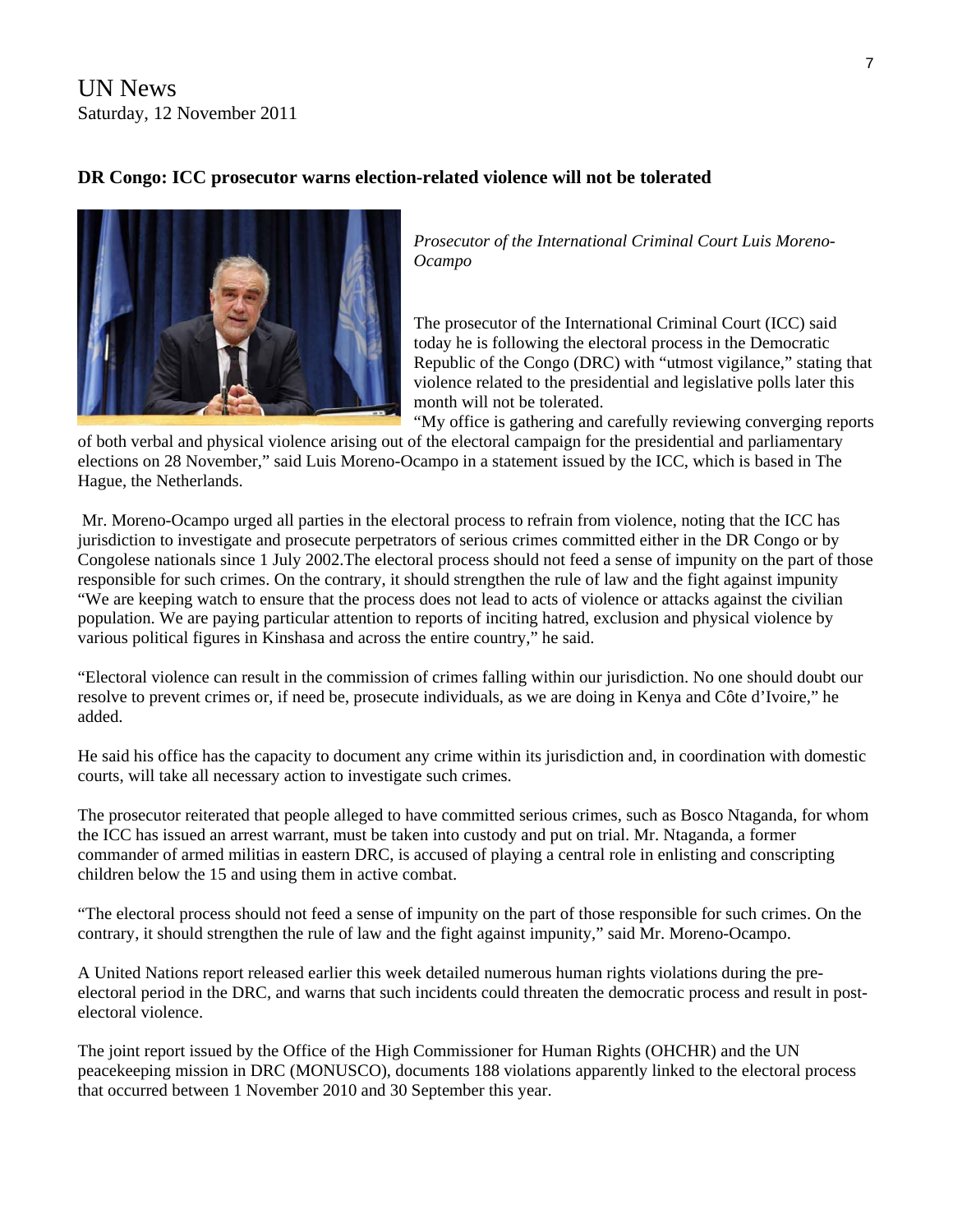UN News
Saturday, 12 November 2011

## DR Congo: ICC prosecutor warns election-related violence will not be tolerated

*Prosecutor of the International Criminal Court Luis Moreno-Ocampo*

The prosecutor of the International Criminal Court (ICC) said today he is following the electoral process in the Democratic Republic of the Congo (DRC) with "utmost vigilance," stating that violence related to the presidential and legislative polls later this month will not be tolerated.

"My office is gathering and carefully reviewing converging reports of both verbal and physical violence arising out of the electoral campaign for the presidential and parliamentary elections on 28 November," said Luis Moreno-Ocampo in a statement issued by the ICC, which is based in The Hague, the Netherlands.

Mr. Moreno-Ocampo urged all parties in the electoral process to refrain from violence, noting that the ICC has jurisdiction to investigate and prosecute perpetrators of serious crimes committed either in the DR Congo or by Congolese nationals since 1 July 2002.The electoral process should not feed a sense of impunity on the part of those responsible for such crimes. On the contrary, it should strengthen the rule of law and the fight against impunity "We are keeping watch to ensure that the process does not lead to acts of violence or attacks against the civilian population. We are paying particular attention to reports of inciting hatred, exclusion and physical violence by various political figures in Kinshasa and across the entire country," he said.

"Electoral violence can result in the commission of crimes falling within our jurisdiction. No one should doubt our resolve to prevent crimes or, if need be, prosecute individuals, as we are doing in Kenya and Côte d'Ivoire," he added.

He said his office has the capacity to document any crime within its jurisdiction and, in coordination with domestic courts, will take all necessary action to investigate such crimes.

The prosecutor reiterated that people alleged to have committed serious crimes, such as Bosco Ntaganda, for whom the ICC has issued an arrest warrant, must be taken into custody and put on trial. Mr. Ntaganda, a former commander of armed militias in eastern DRC, is accused of playing a central role in enlisting and conscripting children below the 15 and using them in active combat.

"The electoral process should not feed a sense of impunity on the part of those responsible for such crimes. On the contrary, it should strengthen the rule of law and the fight against impunity," said Mr. Moreno-Ocampo.

A United Nations report released earlier this week detailed numerous human rights violations during the pre-electoral period in the DRC, and warns that such incidents could threaten the democratic process and result in post-electoral violence.

The joint report issued by the Office of the High Commissioner for Human Rights (OHCHR) and the UN peacekeeping mission in DRC (MONUSCO), documents 188 violations apparently linked to the electoral process that occurred between 1 November 2010 and 30 September this year.